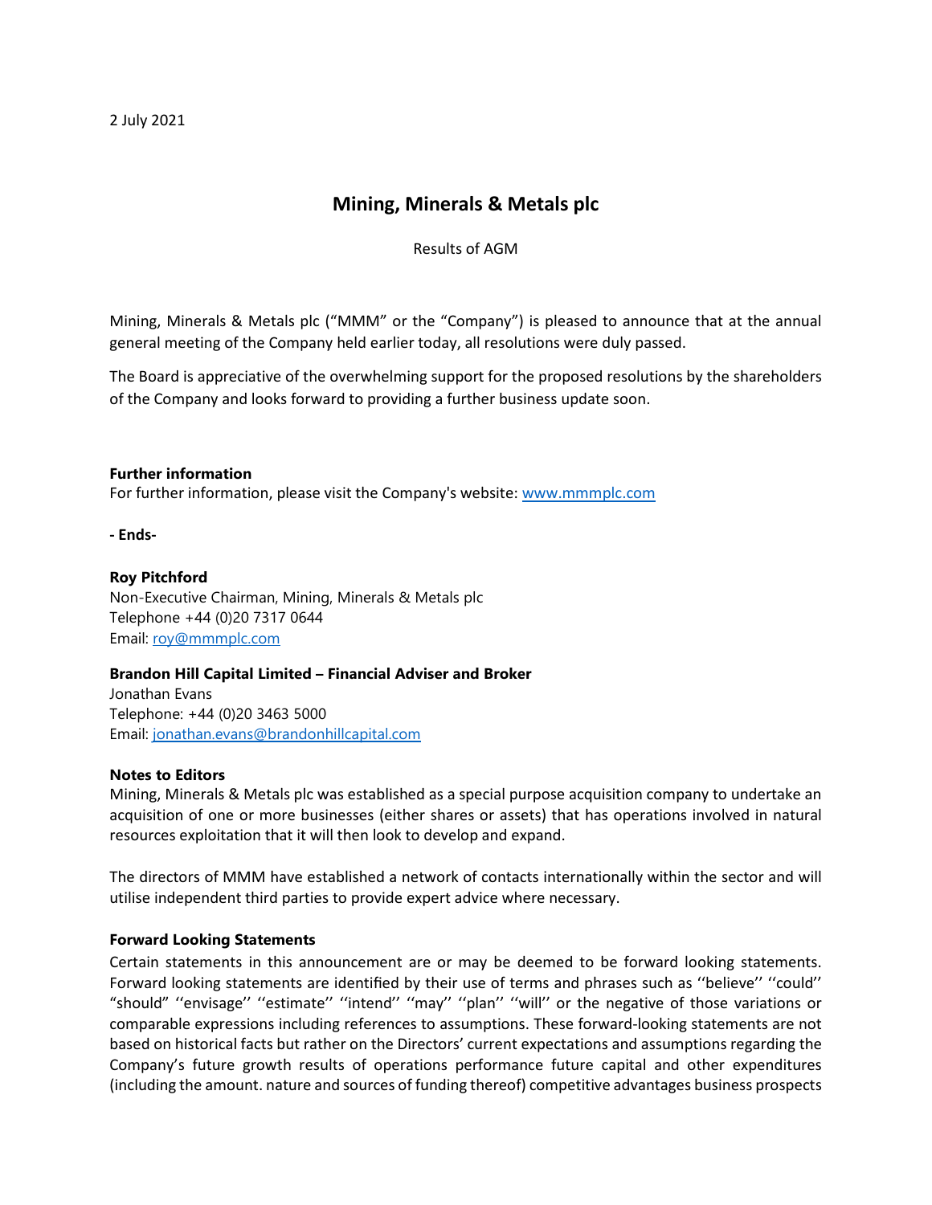2 July 2021

# Mining, Minerals & Metals plc

Results of AGM

Mining, Minerals & Metals plc ("MMM" or the "Company") is pleased to announce that at the annual general meeting of the Company held earlier today, all resolutions were duly passed.

The Board is appreciative of the overwhelming support for the proposed resolutions by the shareholders of the Company and looks forward to providing a further business update soon.

**Further information**
For further information, please visit the Company's website: [www.mmmplc.com](http://www.mmmplc.com)

**- Ends-**

**Roy Pitchford**
Non-Executive Chairman, Mining, Minerals & Metals plc
Telephone +44 (0)20 7317 0644
Email: [roy@mmmplc.com](mailto:roy@mmmplc.com)

**Brandon Hill Capital Limited – Financial Adviser and Broker**
Jonathan Evans
Telephone: +44 (0)20 3463 5000
Email: [jonathan.evans@brandonhillcapital.com](mailto:jonathan.evans@brandonhillcapital.com)

**Notes to Editors**
Mining, Minerals & Metals plc was established as a special purpose acquisition company to undertake an acquisition of one or more businesses (either shares or assets) that has operations involved in natural resources exploitation that it will then look to develop and expand.

The directors of MMM have established a network of contacts internationally within the sector and will utilise independent third parties to provide expert advice where necessary.

**Forward Looking Statements**
Certain statements in this announcement are or may be deemed to be forward looking statements. Forward looking statements are identified by their use of terms and phrases such as ''believe'' ''could'' "should" ''envisage'' ''estimate'' ''intend'' ''may'' ''plan'' ''will'' or the negative of those variations or comparable expressions including references to assumptions. These forward-looking statements are not based on historical facts but rather on the Directors' current expectations and assumptions regarding the Company's future growth results of operations performance future capital and other expenditures (including the amount. nature and sources of funding thereof) competitive advantages business prospects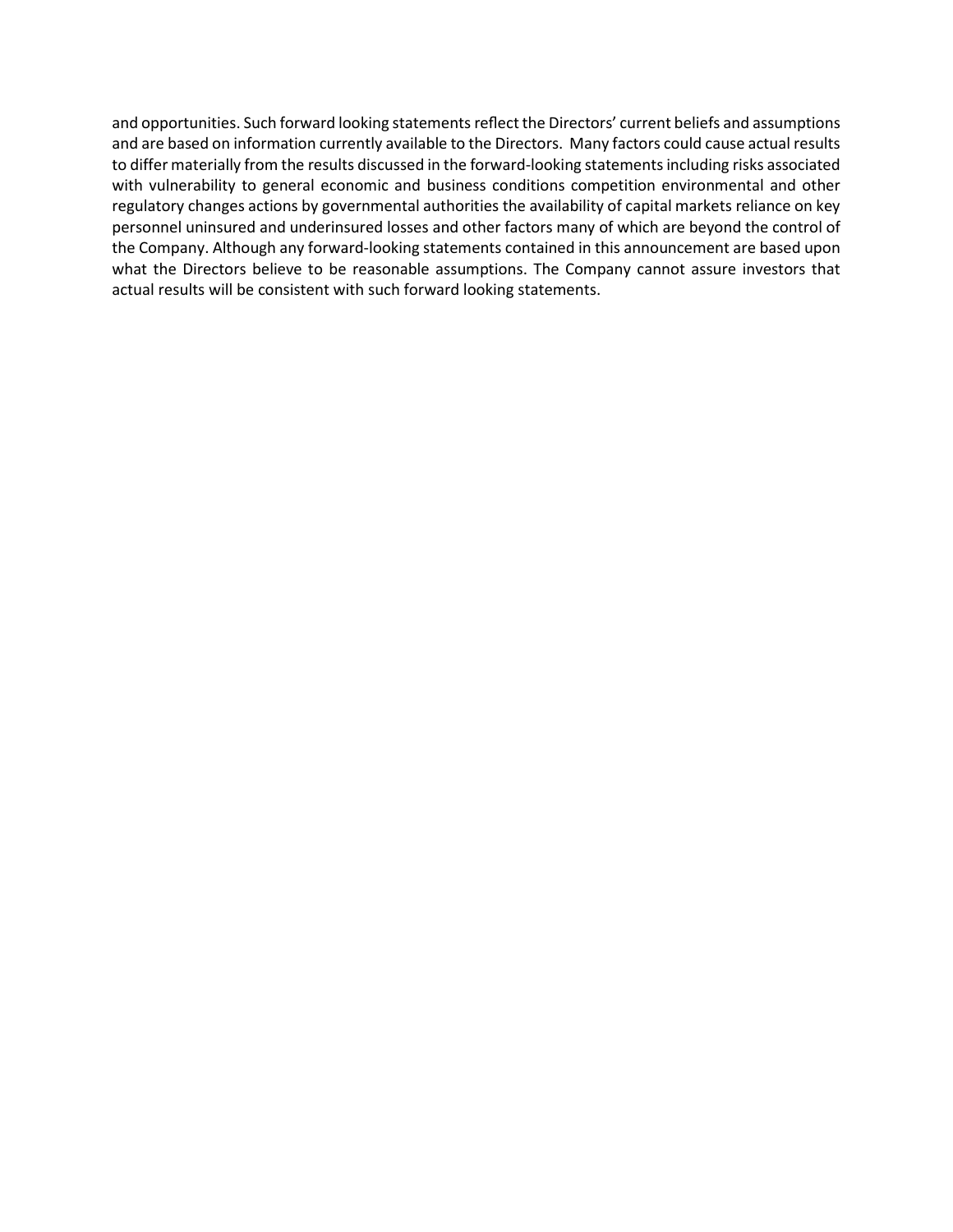and opportunities. Such forward looking statements reflect the Directors' current beliefs and assumptions and are based on information currently available to the Directors. Many factors could cause actual results to differ materially from the results discussed in the forward-looking statements including risks associated with vulnerability to general economic and business conditions competition environmental and other regulatory changes actions by governmental authorities the availability of capital markets reliance on key personnel uninsured and underinsured losses and other factors many of which are beyond the control of the Company. Although any forward-looking statements contained in this announcement are based upon what the Directors believe to be reasonable assumptions. The Company cannot assure investors that actual results will be consistent with such forward looking statements.